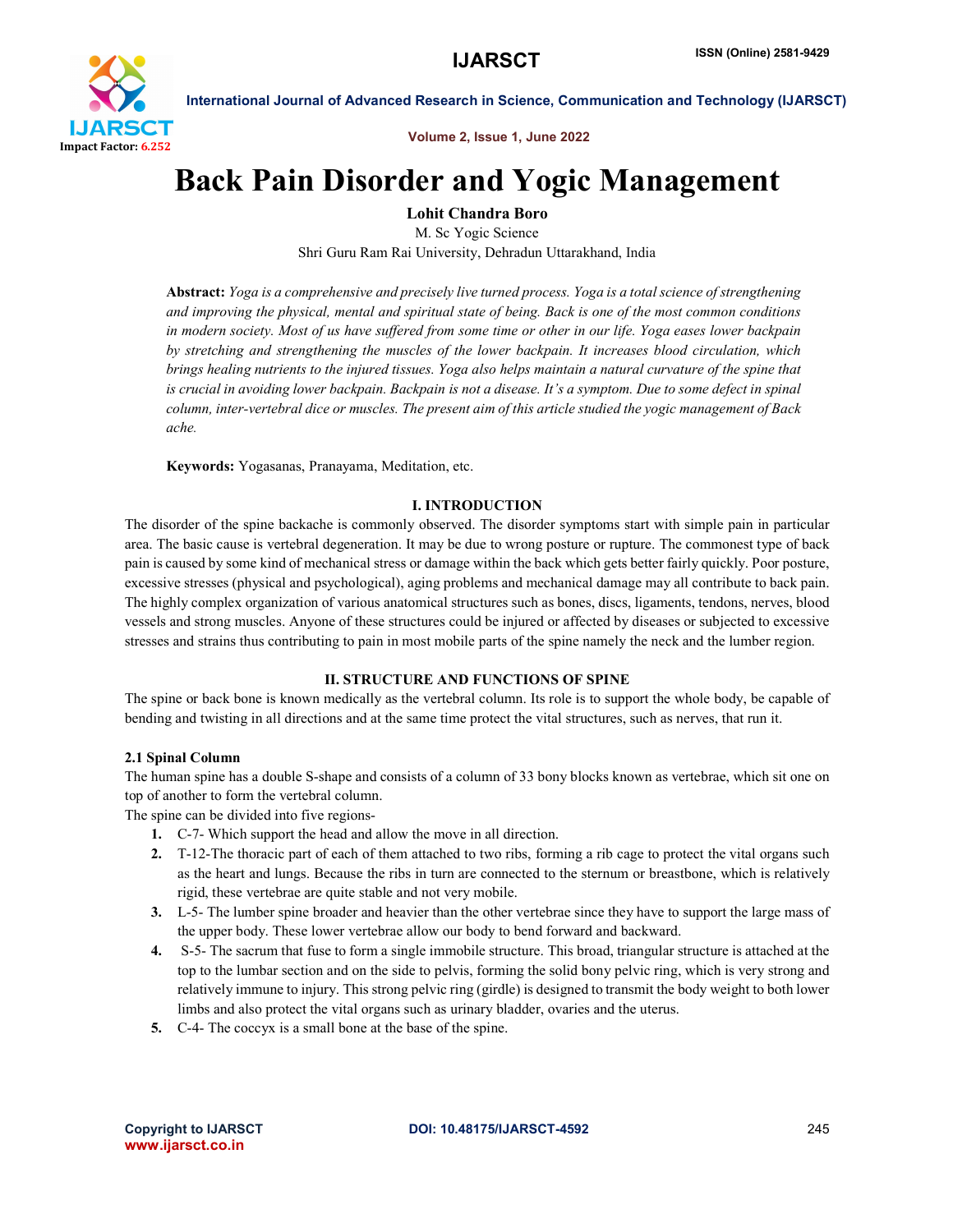# Back Pain Disorder and Yogic Management

**Lohit Chandra Boro**

M. Sc Yogic Science

Shri Guru Ram Rai University, Dehradun Uttarakhand, India

**Abstract:** *Yoga is a comprehensive and precisely live turned process. Yoga is a total science of strengthening and improving the physical, mental and spiritual state of being. Back is one of the most common conditions in modern society. Most of us have suffered from some time or other in our life. Yoga eases lower backpain by stretching and strengthening the muscles of the lower backpain. It increases blood circulation, which brings healing nutrients to the injured tissues. Yoga also helps maintain a natural curvature of the spine that is crucial in avoiding lower backpain. Backpain is not a disease. It's a symptom. Due to some defect in spinal column, inter-vertebral dice or muscles. The present aim of this article studied the yogic management of Back ache.*

**Keywords:** Yogasanas, Pranayama, Meditation, etc.

## I. INTRODUCTION

The disorder of the spine backache is commonly observed. The disorder symptoms start with simple pain in particular area. The basic cause is vertebral degeneration. It may be due to wrong posture or rupture. The commonest type of back pain is caused by some kind of mechanical stress or damage within the back which gets better fairly quickly. Poor posture, excessive stresses (physical and psychological), aging problems and mechanical damage may all contribute to back pain. The highly complex organization of various anatomical structures such as bones, discs, ligaments, tendons, nerves, blood vessels and strong muscles. Anyone of these structures could be injured or affected by diseases or subjected to excessive stresses and strains thus contributing to pain in most mobile parts of the spine namely the neck and the lumber region.

## II. STRUCTURE AND FUNCTIONS OF SPINE

The spine or back bone is known medically as the vertebral column. Its role is to support the whole body, be capable of bending and twisting in all directions and at the same time protect the vital structures, such as nerves, that run it.

### 2.1 Spinal Column

The human spine has a double S-shape and consists of a column of 33 bony blocks known as vertebrae, which sit one on top of another to form the vertebral column.

The spine can be divided into five regions-

1. C-7- Which support the head and allow the move in all direction.
2. T-12-The thoracic part of each of them attached to two ribs, forming a rib cage to protect the vital organs such as the heart and lungs. Because the ribs in turn are connected to the sternum or breastbone, which is relatively rigid, these vertebrae are quite stable and not very mobile.
3. L-5- The lumber spine broader and heavier than the other vertebrae since they have to support the large mass of the upper body. These lower vertebrae allow our body to bend forward and backward.
4. S-5- The sacrum that fuse to form a single immobile structure. This broad, triangular structure is attached at the top to the lumbar section and on the side to pelvis, forming the solid bony pelvic ring, which is very strong and relatively immune to injury. This strong pelvic ring (girdle) is designed to transmit the body weight to both lower limbs and also protect the vital organs such as urinary bladder, ovaries and the uterus.
5. C-4- The coccyx is a small bone at the base of the spine.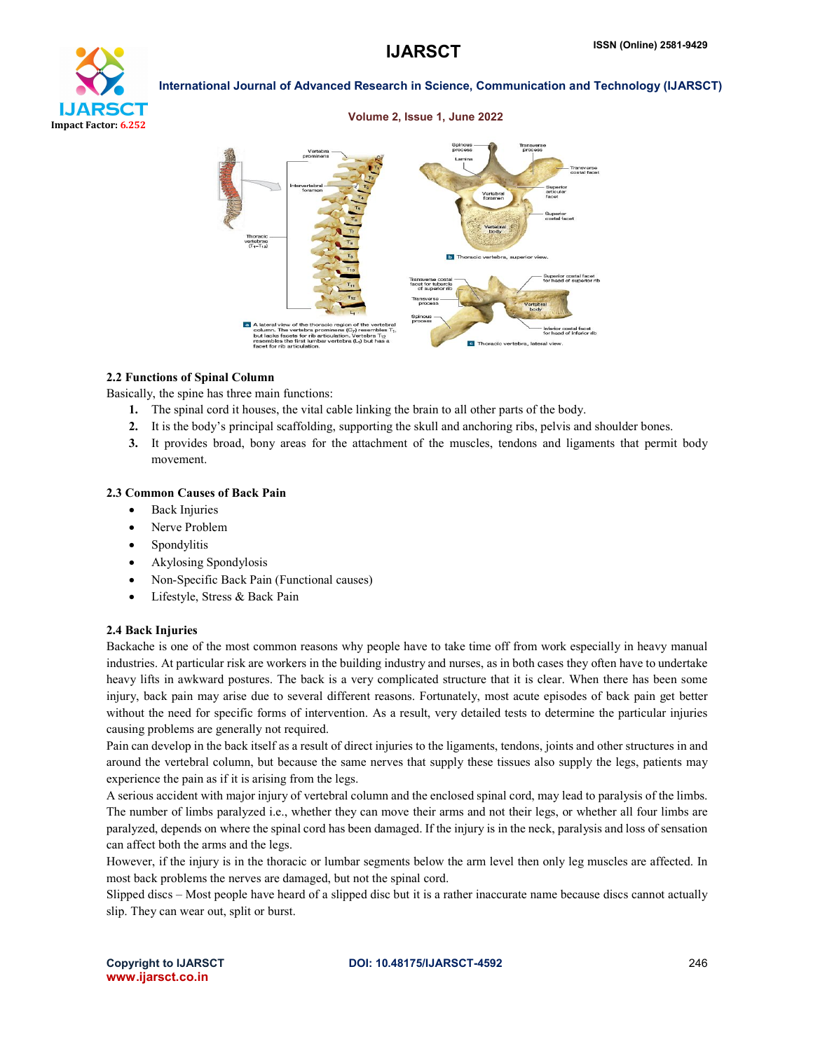## 2.2 Functions of Spinal Column

Basically, the spine has three main functions:

1. The spinal cord it houses, the vital cable linking the brain to all other parts of the body.
2. It is the body's principal scaffolding, supporting the skull and anchoring ribs, pelvis and shoulder bones.
3. It provides broad, bony areas for the attachment of the muscles, tendons and ligaments that permit body movement.

## 2.3 Common Causes of Back Pain

- Back Injuries
- Nerve Problem
- Spondylitis
- Akylosing Spondylosis
- Non-Specific Back Pain (Functional causes)
- Lifestyle, Stress & Back Pain

## 2.4 Back Injuries

Backache is one of the most common reasons why people have to take time off from work especially in heavy manual industries. At particular risk are workers in the building industry and nurses, as in both cases they often have to undertake heavy lifts in awkward postures. The back is a very complicated structure that it is clear. When there has been some injury, back pain may arise due to several different reasons. Fortunately, most acute episodes of back pain get better without the need for specific forms of intervention. As a result, very detailed tests to determine the particular injuries causing problems are generally not required.

Pain can develop in the back itself as a result of direct injuries to the ligaments, tendons, joints and other structures in and around the vertebral column, but because the same nerves that supply these tissues also supply the legs, patients may experience the pain as if it is arising from the legs.

A serious accident with major injury of vertebral column and the enclosed spinal cord, may lead to paralysis of the limbs. The number of limbs paralyzed i.e., whether they can move their arms and not their legs, or whether all four limbs are paralyzed, depends on where the spinal cord has been damaged. If the injury is in the neck, paralysis and loss of sensation can affect both the arms and the legs.

However, if the injury is in the thoracic or lumbar segments below the arm level then only leg muscles are affected. In most back problems the nerves are damaged, but not the spinal cord.

Slipped discs – Most people have heard of a slipped disc but it is a rather inaccurate name because discs cannot actually slip. They can wear out, split or burst.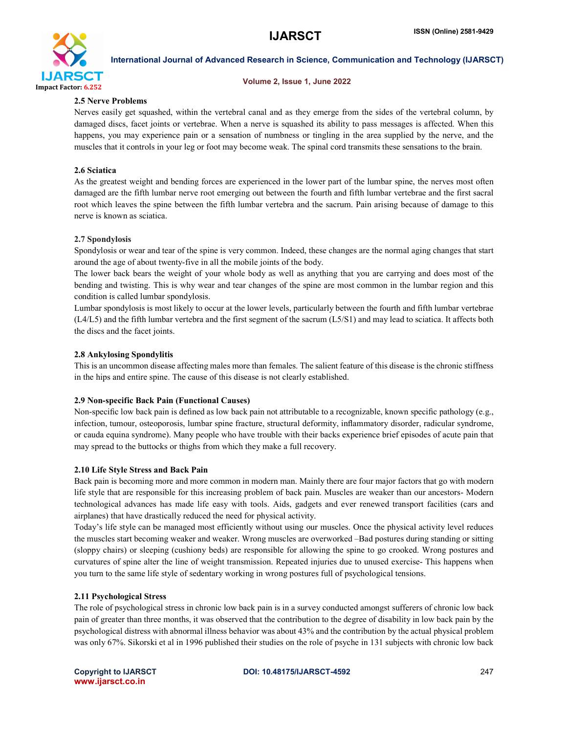### 2.5 Nerve Problems

Nerves easily get squashed, within the vertebral canal and as they emerge from the sides of the vertebral column, by damaged discs, facet joints or vertebrae. When a nerve is squashed its ability to pass messages is affected. When this happens, you may experience pain or a sensation of numbness or tingling in the area supplied by the nerve, and the muscles that it controls in your leg or foot may become weak. The spinal cord transmits these sensations to the brain.

### 2.6 Sciatica

As the greatest weight and bending forces are experienced in the lower part of the lumbar spine, the nerves most often damaged are the fifth lumbar nerve root emerging out between the fourth and fifth lumbar vertebrae and the first sacral root which leaves the spine between the fifth lumbar vertebra and the sacrum. Pain arising because of damage to this nerve is known as sciatica.

### 2.7 Spondylosis

Spondylosis or wear and tear of the spine is very common. Indeed, these changes are the normal aging changes that start around the age of about twenty-five in all the mobile joints of the body.

The lower back bears the weight of your whole body as well as anything that you are carrying and does most of the bending and twisting. This is why wear and tear changes of the spine are most common in the lumbar region and this condition is called lumbar spondylosis.

Lumbar spondylosis is most likely to occur at the lower levels, particularly between the fourth and fifth lumbar vertebrae (L4/L5) and the fifth lumbar vertebra and the first segment of the sacrum (L5/S1) and may lead to sciatica. It affects both the discs and the facet joints.

### 2.8 Ankylosing Spondylitis

This is an uncommon disease affecting males more than females. The salient feature of this disease is the chronic stiffness in the hips and entire spine. The cause of this disease is not clearly established.

### 2.9 Non-specific Back Pain (Functional Causes)

Non-specific low back pain is defined as low back pain not attributable to a recognizable, known specific pathology (e.g., infection, tumour, osteoporosis, lumbar spine fracture, structural deformity, inflammatory disorder, radicular syndrome, or cauda equina syndrome). Many people who have trouble with their backs experience brief episodes of acute pain that may spread to the buttocks or thighs from which they make a full recovery.

### 2.10 Life Style Stress and Back Pain

Back pain is becoming more and more common in modern man. Mainly there are four major factors that go with modern life style that are responsible for this increasing problem of back pain. Muscles are weaker than our ancestors- Modern technological advances has made life easy with tools. Aids, gadgets and ever renewed transport facilities (cars and airplanes) that have drastically reduced the need for physical activity.

Today's life style can be managed most efficiently without using our muscles. Once the physical activity level reduces the muscles start becoming weaker and weaker. Wrong muscles are overworked –Bad postures during standing or sitting (sloppy chairs) or sleeping (cushiony beds) are responsible for allowing the spine to go crooked. Wrong postures and curvatures of spine alter the line of weight transmission. Repeated injuries due to unused exercise- This happens when you turn to the same life style of sedentary working in wrong postures full of psychological tensions.

### 2.11 Psychological Stress

The role of psychological stress in chronic low back pain is in a survey conducted amongst sufferers of chronic low back pain of greater than three months, it was observed that the contribution to the degree of disability in low back pain by the psychological distress with abnormal illness behavior was about 43% and the contribution by the actual physical problem was only 67%. Sikorski et al in 1996 published their studies on the role of psyche in 131 subjects with chronic low back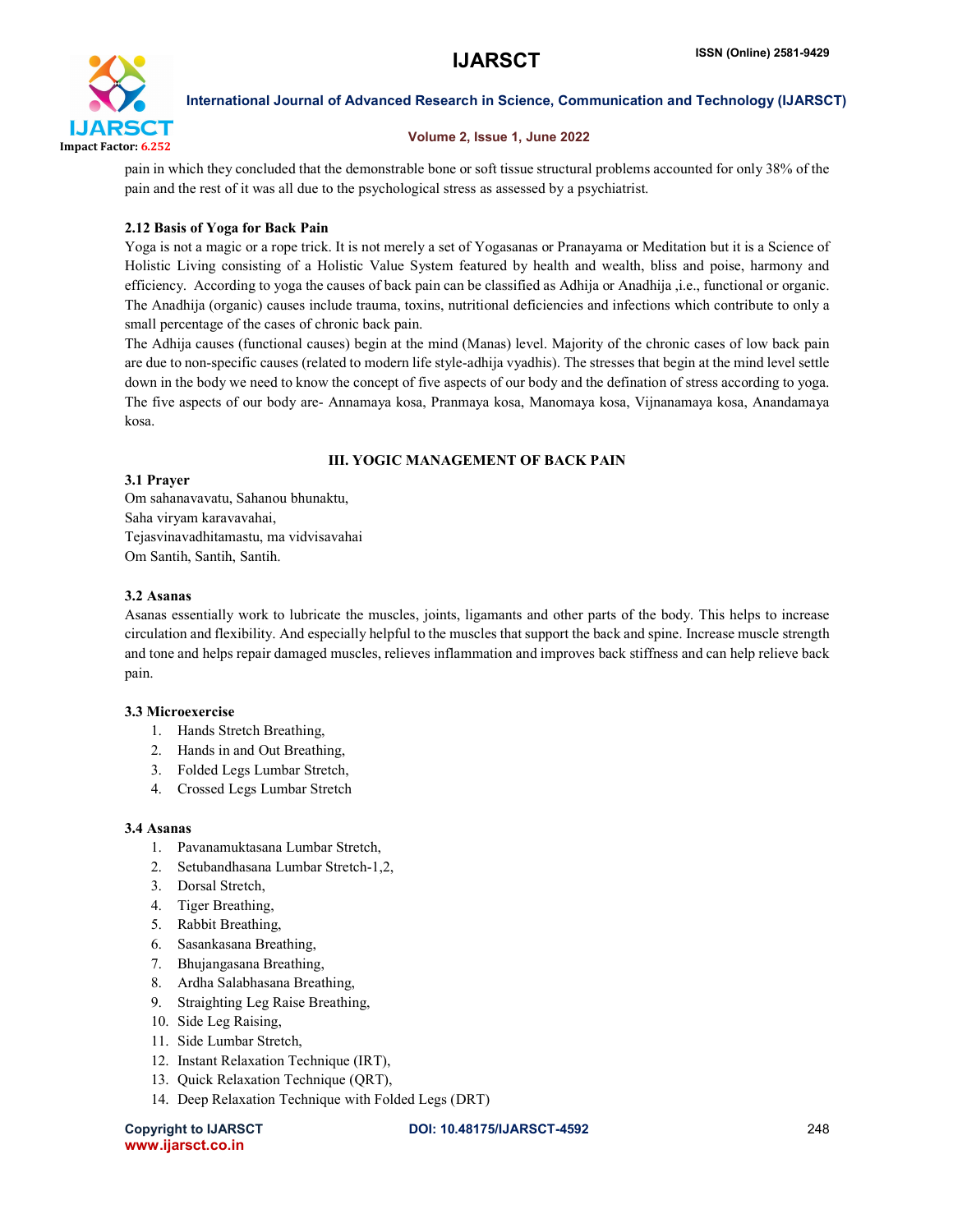pain in which they concluded that the demonstrable bone or soft tissue structural problems accounted for only 38% of the pain and the rest of it was all due to the psychological stress as assessed by a psychiatrist.

### 2.12 Basis of Yoga for Back Pain

Yoga is not a magic or a rope trick. It is not merely a set of Yogasanas or Pranayama or Meditation but it is a Science of Holistic Living consisting of a Holistic Value System featured by health and wealth, bliss and poise, harmony and efficiency. According to yoga the causes of back pain can be classified as Adhija or Anadhija ,i.e., functional or organic. The Anadhija (organic) causes include trauma, toxins, nutritional deficiencies and infections which contribute to only a small percentage of the cases of chronic back pain.

The Adhija causes (functional causes) begin at the mind (Manas) level. Majority of the chronic cases of low back pain are due to non-specific causes (related to modern life style-adhija vyadhis). The stresses that begin at the mind level settle down in the body we need to know the concept of five aspects of our body and the defination of stress according to yoga. The five aspects of our body are- Annamaya kosa, Pranmaya kosa, Manomaya kosa, Vijnanamaya kosa, Anandamaya kosa.

## III. YOGIC MANAGEMENT OF BACK PAIN

### 3.1 Prayer

Om sahanavavatu, Sahanou bhunaktu,
Saha viryam karavavahai,
Tejasvinavadhitamastu, ma vidvisavahai
Om Santih, Santih, Santih.

### 3.2 Asanas

Asanas essentially work to lubricate the muscles, joints, ligamants and other parts of the body. This helps to increase circulation and flexibility. And especially helpful to the muscles that support the back and spine. Increase muscle strength and tone and helps repair damaged muscles, relieves inflammation and improves back stiffness and can help relieve back pain.

### 3.3 Microexercise

1. Hands Stretch Breathing,
2. Hands in and Out Breathing,
3. Folded Legs Lumbar Stretch,
4. Crossed Legs Lumbar Stretch

### 3.4 Asanas

1. Pavanamuktasana Lumbar Stretch,
2. Setubandhasana Lumbar Stretch-1,2,
3. Dorsal Stretch,
4. Tiger Breathing,
5. Rabbit Breathing,
6. Sasankasana Breathing,
7. Bhujangasana Breathing,
8. Ardha Salabhasana Breathing,
9. Straighting Leg Raise Breathing,
10. Side Leg Raising,
11. Side Lumbar Stretch,
12. Instant Relaxation Technique (IRT),
13. Quick Relaxation Technique (QRT),
14. Deep Relaxation Technique with Folded Legs (DRT)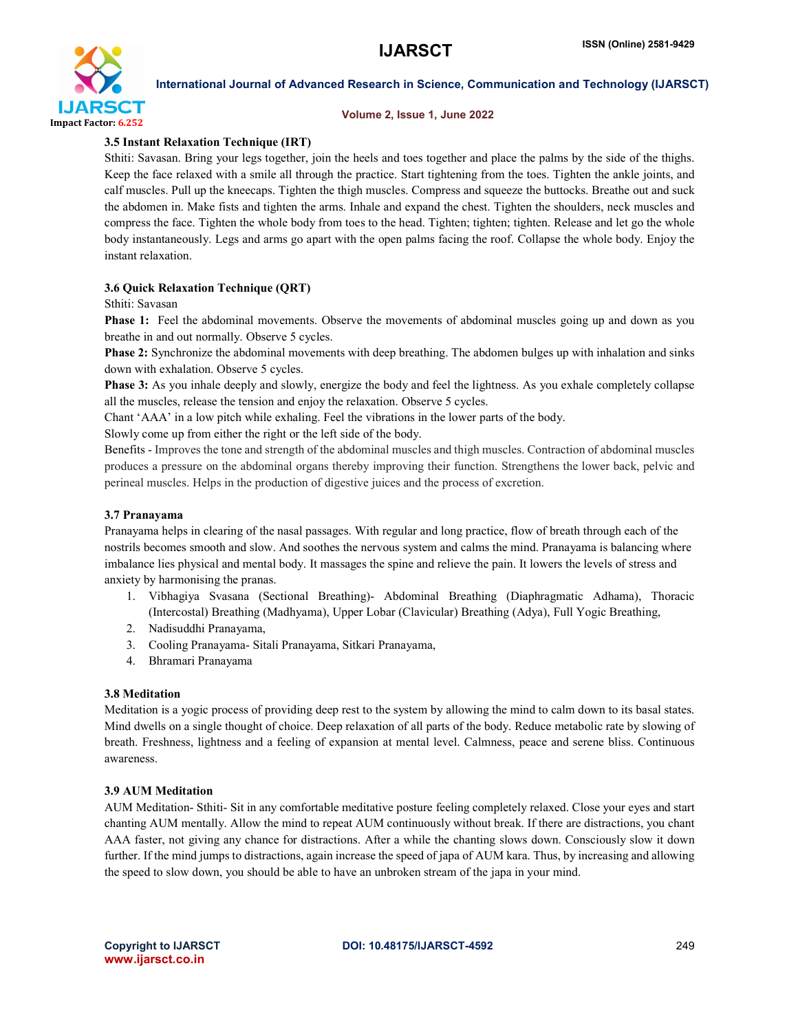### 3.5 Instant Relaxation Technique (IRT)

Sthiti: Savasan. Bring your legs together, join the heels and toes together and place the palms by the side of the thighs. Keep the face relaxed with a smile all through the practice. Start tightening from the toes. Tighten the ankle joints, and calf muscles. Pull up the kneecaps. Tighten the thigh muscles. Compress and squeeze the buttocks. Breathe out and suck the abdomen in. Make fists and tighten the arms. Inhale and expand the chest. Tighten the shoulders, neck muscles and compress the face. Tighten the whole body from toes to the head. Tighten; tighten; tighten. Release and let go the whole body instantaneously. Legs and arms go apart with the open palms facing the roof. Collapse the whole body. Enjoy the instant relaxation.

### 3.6 Quick Relaxation Technique (QRT)

Sthiti: Savasan

**Phase 1:** Feel the abdominal movements. Observe the movements of abdominal muscles going up and down as you breathe in and out normally. Observe 5 cycles.

**Phase 2:** Synchronize the abdominal movements with deep breathing. The abdomen bulges up with inhalation and sinks down with exhalation. Observe 5 cycles.

**Phase 3:** As you inhale deeply and slowly, energize the body and feel the lightness. As you exhale completely collapse all the muscles, release the tension and enjoy the relaxation. Observe 5 cycles.

Chant 'AAA' in a low pitch while exhaling. Feel the vibrations in the lower parts of the body.

Slowly come up from either the right or the left side of the body.

Benefits - Improves the tone and strength of the abdominal muscles and thigh muscles. Contraction of abdominal muscles produces a pressure on the abdominal organs thereby improving their function. Strengthens the lower back, pelvic and perineal muscles. Helps in the production of digestive juices and the process of excretion.

### 3.7 Pranayama

Pranayama helps in clearing of the nasal passages. With regular and long practice, flow of breath through each of the nostrils becomes smooth and slow. And soothes the nervous system and calms the mind. Pranayama is balancing where imbalance lies physical and mental body. It massages the spine and relieve the pain. It lowers the levels of stress and anxiety by harmonising the pranas.

1. Vibhagiya Svasana (Sectional Breathing)- Abdominal Breathing (Diaphragmatic Adhama), Thoracic (Intercostal) Breathing (Madhyama), Upper Lobar (Clavicular) Breathing (Adya), Full Yogic Breathing,
2. Nadisuddhi Pranayama,
3. Cooling Pranayama- Sitali Pranayama, Sitkari Pranayama,
4. Bhramari Pranayama

### 3.8 Meditation

Meditation is a yogic process of providing deep rest to the system by allowing the mind to calm down to its basal states. Mind dwells on a single thought of choice. Deep relaxation of all parts of the body. Reduce metabolic rate by slowing of breath. Freshness, lightness and a feeling of expansion at mental level. Calmness, peace and serene bliss. Continuous awareness.

### 3.9 AUM Meditation

AUM Meditation- Sthiti- Sit in any comfortable meditative posture feeling completely relaxed. Close your eyes and start chanting AUM mentally. Allow the mind to repeat AUM continuously without break. If there are distractions, you chant AAA faster, not giving any chance for distractions. After a while the chanting slows down. Consciously slow it down further. If the mind jumps to distractions, again increase the speed of japa of AUM kara. Thus, by increasing and allowing the speed to slow down, you should be able to have an unbroken stream of the japa in your mind.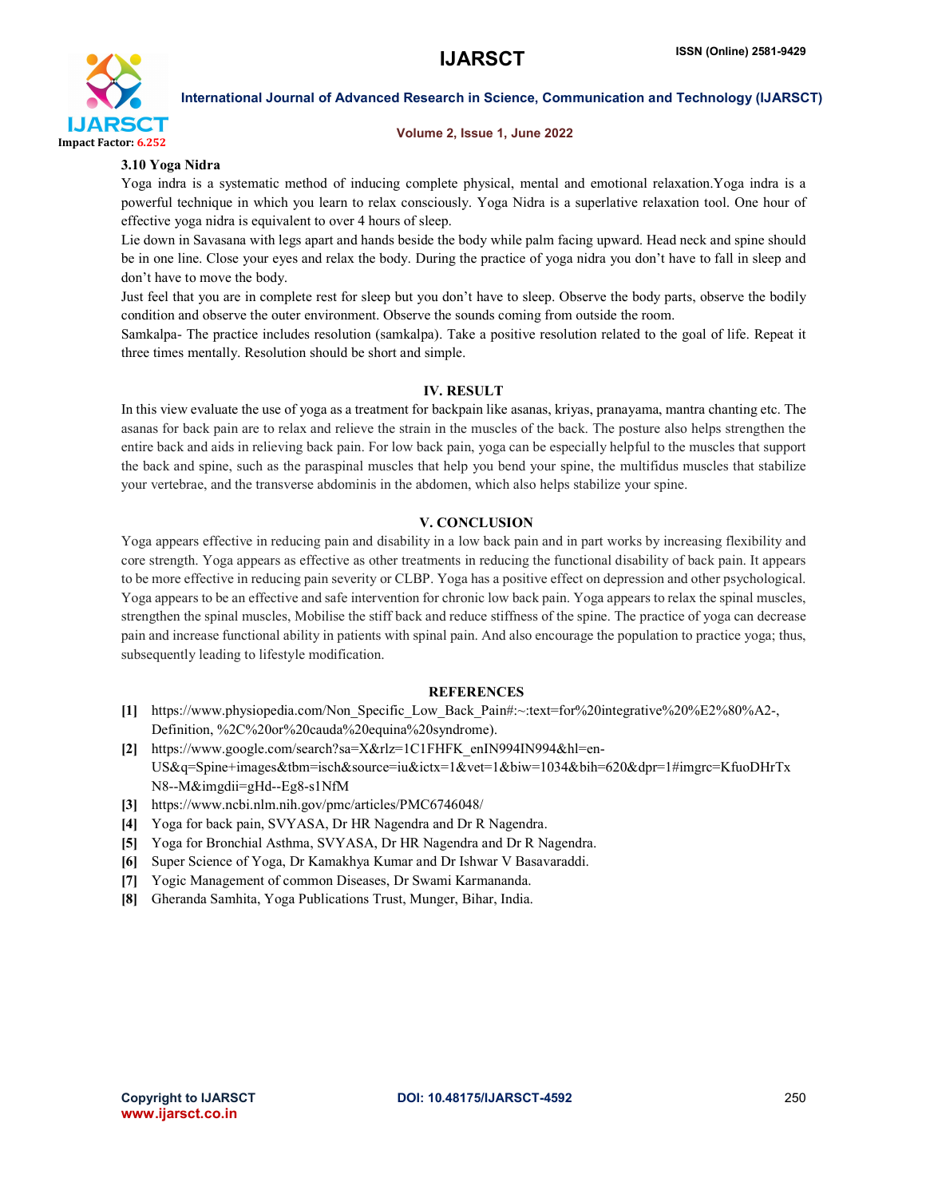### 3.10 Yoga Nidra

Yoga indra is a systematic method of inducing complete physical, mental and emotional relaxation.Yoga indra is a powerful technique in which you learn to relax consciously. Yoga Nidra is a superlative relaxation tool. One hour of effective yoga nidra is equivalent to over 4 hours of sleep.

Lie down in Savasana with legs apart and hands beside the body while palm facing upward. Head neck and spine should be in one line. Close your eyes and relax the body. During the practice of yoga nidra you don't have to fall in sleep and don't have to move the body.

Just feel that you are in complete rest for sleep but you don't have to sleep. Observe the body parts, observe the bodily condition and observe the outer environment. Observe the sounds coming from outside the room.

Samkalpa- The practice includes resolution (samkalpa). Take a positive resolution related to the goal of life. Repeat it three times mentally. Resolution should be short and simple.

## IV. RESULT

In this view evaluate the use of yoga as a treatment for backpain like asanas, kriyas, pranayama, mantra chanting etc. The asanas for back pain are to relax and relieve the strain in the muscles of the back. The posture also helps strengthen the entire back and aids in relieving back pain. For low back pain, yoga can be especially helpful to the muscles that support the back and spine, such as the paraspinal muscles that help you bend your spine, the multifidus muscles that stabilize your vertebrae, and the transverse abdominis in the abdomen, which also helps stabilize your spine.

## V. CONCLUSION

Yoga appears effective in reducing pain and disability in a low back pain and in part works by increasing flexibility and core strength. Yoga appears as effective as other treatments in reducing the functional disability of back pain. It appears to be more effective in reducing pain severity or CLBP. Yoga has a positive effect on depression and other psychological. Yoga appears to be an effective and safe intervention for chronic low back pain. Yoga appears to relax the spinal muscles, strengthen the spinal muscles, Mobilise the stiff back and reduce stiffness of the spine. The practice of yoga can decrease pain and increase functional ability in patients with spinal pain. And also encourage the population to practice yoga; thus, subsequently leading to lifestyle modification.

## REFERENCES

- [1] https://www.physiopedia.com/Non_Specific_Low_Back_Pain#:~:text=for%20integrative%20%E2%80%A2-, Definition, %2C%20or%20cauda%20equina%20syndrome).
- [2] https://www.google.com/search?sa=X&rlz=1C1FHFK_enIN994IN994&hl=en-US&q=Spine+images&tbm=isch&source=iu&ictx=1&vet=1&biw=1034&bih=620&dpr=1#imgrc=KfuoDHrTxN8--M&imgdii=gHd--Eg8-s1NfM
- [3] https://www.ncbi.nlm.nih.gov/pmc/articles/PMC6746048/
- [4] Yoga for back pain, SVYASA, Dr HR Nagendra and Dr R Nagendra.
- [5] Yoga for Bronchial Asthma, SVYASA, Dr HR Nagendra and Dr R Nagendra.
- [6] Super Science of Yoga, Dr Kamakhya Kumar and Dr Ishwar V Basavaraddi.
- [7] Yogic Management of common Diseases, Dr Swami Karmananda.
- [8] Gheranda Samhita, Yoga Publications Trust, Munger, Bihar, India.